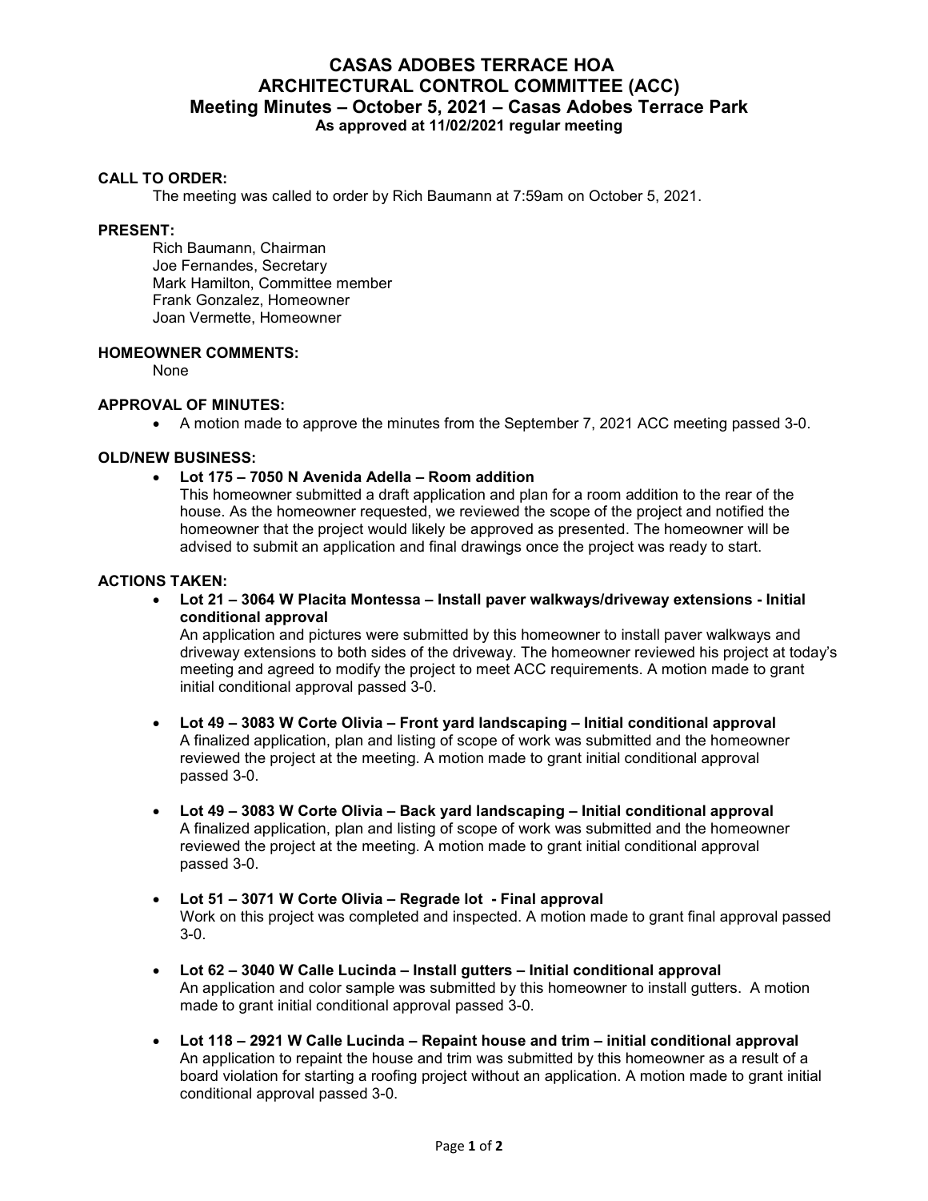# CASAS ADOBES TERRACE HOA
# ARCHITECTURAL CONTROL COMMITTEE (ACC)
## Meeting Minutes – October 5, 2021 – Casas Adobes Terrace Park
### As approved at 11/02/2021 regular meeting

**CALL TO ORDER:**

The meeting was called to order by Rich Baumann at 7:59am on October 5, 2021.

**PRESENT:**

Rich Baumann, Chairman
Joe Fernandes, Secretary
Mark Hamilton, Committee member
Frank Gonzalez, Homeowner
Joan Vermette, Homeowner

**HOMEOWNER COMMENTS:**

None

**APPROVAL OF MINUTES:**

- A motion made to approve the minutes from the September 7, 2021 ACC meeting passed 3-0.

**OLD/NEW BUSINESS:**

- **Lot 175 – 7050 N Avenida Adella – Room addition**
  This homeowner submitted a draft application and plan for a room addition to the rear of the house. As the homeowner requested, we reviewed the scope of the project and notified the homeowner that the project would likely be approved as presented. The homeowner will be advised to submit an application and final drawings once the project was ready to start.

**ACTIONS TAKEN:**

- **Lot 21 – 3064 W Placita Montessa – Install paver walkways/driveway extensions - Initial conditional approval**
  An application and pictures were submitted by this homeowner to install paver walkways and driveway extensions to both sides of the driveway. The homeowner reviewed his project at today's meeting and agreed to modify the project to meet ACC requirements. A motion made to grant initial conditional approval passed 3-0.

- **Lot 49 – 3083 W Corte Olivia – Front yard landscaping – Initial conditional approval**
  A finalized application, plan and listing of scope of work was submitted and the homeowner reviewed the project at the meeting. A motion made to grant initial conditional approval passed 3-0.

- **Lot 49 – 3083 W Corte Olivia – Back yard landscaping – Initial conditional approval**
  A finalized application, plan and listing of scope of work was submitted and the homeowner reviewed the project at the meeting. A motion made to grant initial conditional approval passed 3-0.

- **Lot 51 – 3071 W Corte Olivia – Regrade lot - Final approval**
  Work on this project was completed and inspected. A motion made to grant final approval passed 3-0.

- **Lot 62 – 3040 W Calle Lucinda – Install gutters – Initial conditional approval**
  An application and color sample was submitted by this homeowner to install gutters. A motion made to grant initial conditional approval passed 3-0.

- **Lot 118 – 2921 W Calle Lucinda – Repaint house and trim – initial conditional approval**
  An application to repaint the house and trim was submitted by this homeowner as a result of a board violation for starting a roofing project without an application. A motion made to grant initial conditional approval passed 3-0.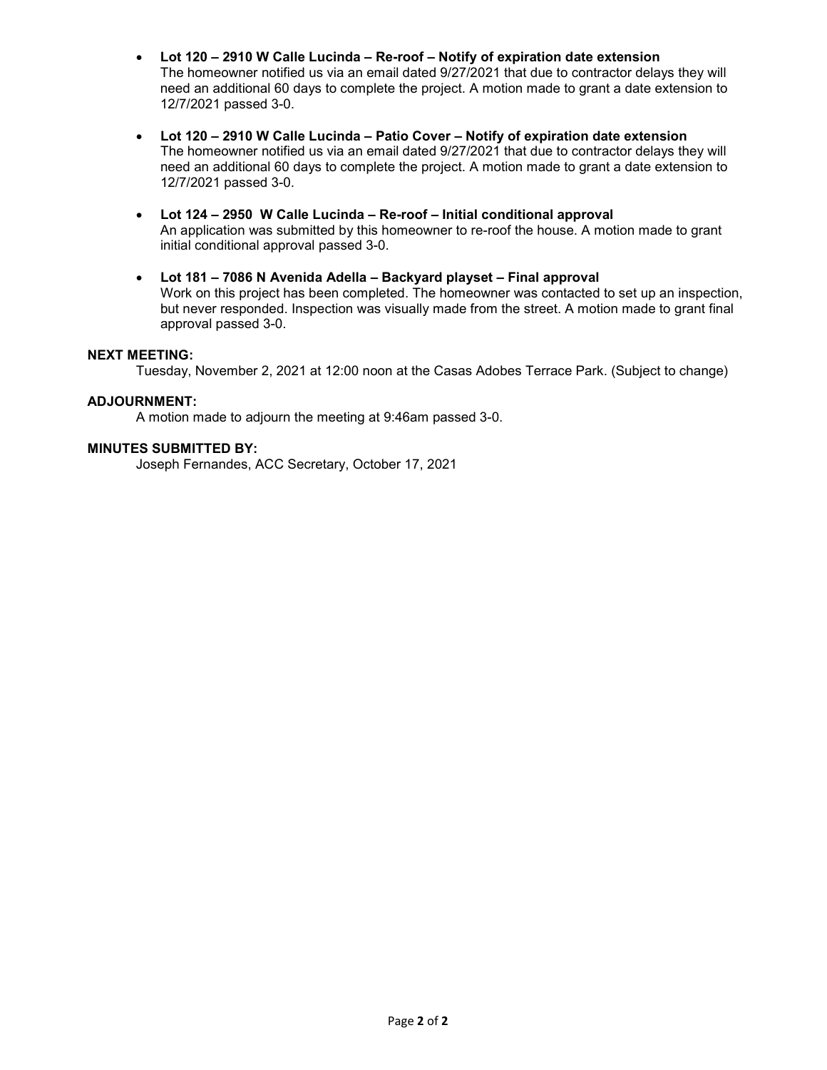- **Lot 120 – 2910 W Calle Lucinda – Re-roof – Notify of expiration date extension**
  The homeowner notified us via an email dated 9/27/2021 that due to contractor delays they will need an additional 60 days to complete the project. A motion made to grant a date extension to 12/7/2021 passed 3-0.

- **Lot 120 – 2910 W Calle Lucinda – Patio Cover – Notify of expiration date extension**
  The homeowner notified us via an email dated 9/27/2021 that due to contractor delays they will need an additional 60 days to complete the project. A motion made to grant a date extension to 12/7/2021 passed 3-0.

- **Lot 124 – 2950 W Calle Lucinda – Re-roof – Initial conditional approval**
  An application was submitted by this homeowner to re-roof the house. A motion made to grant initial conditional approval passed 3-0.

- **Lot 181 – 7086 N Avenida Adella – Backyard playset – Final approval**
  Work on this project has been completed. The homeowner was contacted to set up an inspection, but never responded. Inspection was visually made from the street. A motion made to grant final approval passed 3-0.

**NEXT MEETING:**

Tuesday, November 2, 2021 at 12:00 noon at the Casas Adobes Terrace Park. (Subject to change)

**ADJOURNMENT:**

A motion made to adjourn the meeting at 9:46am passed 3-0.

**MINUTES SUBMITTED BY:**

Joseph Fernandes, ACC Secretary, October 17, 2021